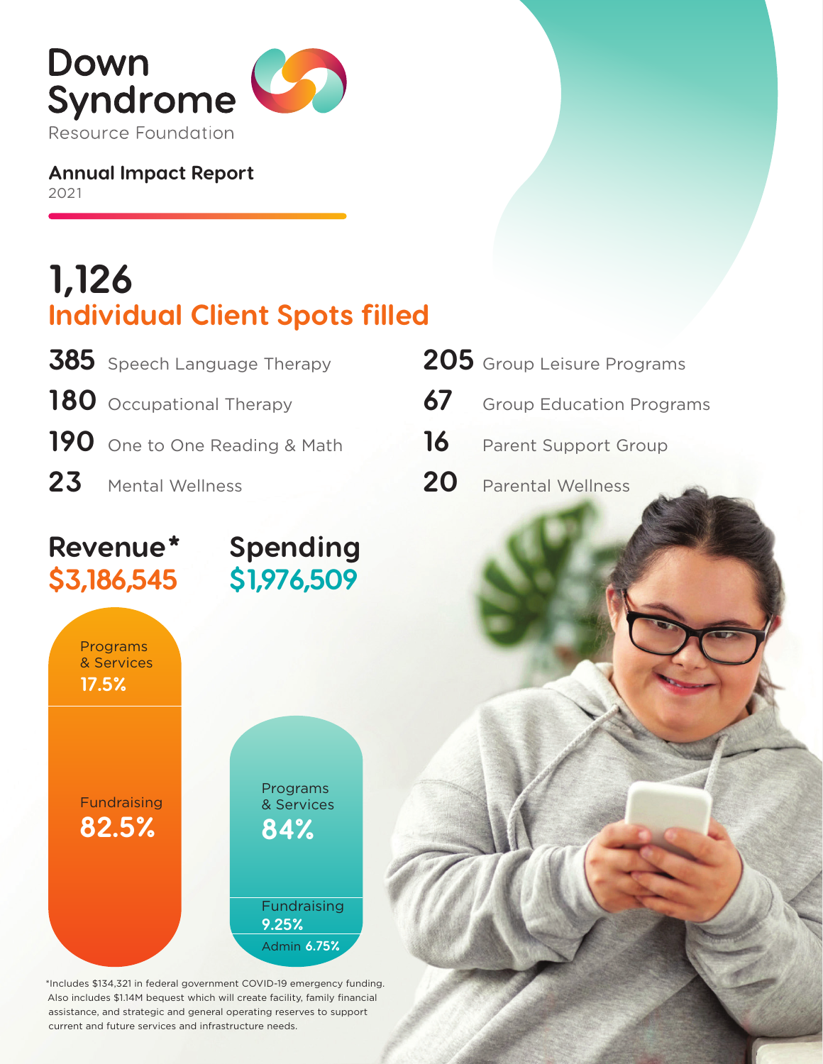# Down Syndrome

Resource Foundation

## Annual Impact Report

2021

## 1,126

## Individual Client Spots filled

**385** Speech Language Therapy

**180** Occupational Therapy

**190** One to One Reading & Math

**23** Mental Wellness

**205** Group Leisure Programs

**67** Group Education Programs

**16** Parent Support Group

**20** Parental Wellness

## Revenue*

**$3,186,545**

Programs & Services **17.5%**

Fundraising **82.5%**

## Spending

**$1,976,509**

Programs & Services **84%**

Fundraising **9.25%**

Admin **6.75%**

*Includes $134,321 in federal government COVID-19 emergency funding. Also includes $1.14M bequest which will create facility, family financial assistance, and strategic and general operating reserves to support current and future services and infrastructure needs.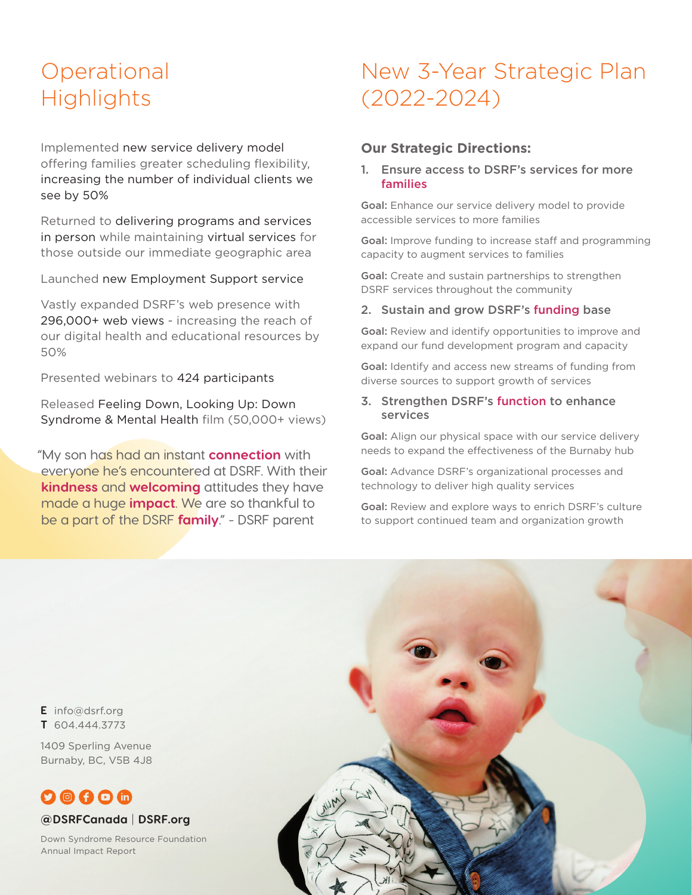## Operational Highlights

Implemented new service delivery model offering families greater scheduling flexibility, increasing the number of individual clients we see by 50%

Returned to delivering programs and services in person while maintaining virtual services for those outside our immediate geographic area

Launched new Employment Support service

Vastly expanded DSRF's web presence with 296,000+ web views - increasing the reach of our digital health and educational resources by 50%

Presented webinars to 424 participants

Released Feeling Down, Looking Up: Down Syndrome & Mental Health film (50,000+ views)

"My son has had an instant **connection** with everyone he's encountered at DSRF. With their **kindness** and **welcoming** attitudes they have made a huge **impact**. We are so thankful to be a part of the DSRF **family**." - DSRF parent

## New 3-Year Strategic Plan (2022-2024)

### Our Strategic Directions:

1. **Ensure access to DSRF's services for more families**

**Goal:** Enhance our service delivery model to provide accessible services to more families

**Goal:** Improve funding to increase staff and programming capacity to augment services to families

**Goal:** Create and sustain partnerships to strengthen DSRF services throughout the community

2. **Sustain and grow DSRF's funding base**

**Goal:** Review and identify opportunities to improve and expand our fund development program and capacity

**Goal:** Identify and access new streams of funding from diverse sources to support growth of services

3. **Strengthen DSRF's function to enhance services**

**Goal:** Align our physical space with our service delivery needs to expand the effectiveness of the Burnaby hub

**Goal:** Advance DSRF's organizational processes and technology to deliver high quality services

**Goal:** Review and explore ways to enrich DSRF's culture to support continued team and organization growth

**E** info@dsrf.org
**T** 604.444.3773

1409 Sperling Avenue
Burnaby, BC, V5B 4J8

**@DSRFCanada | DSRF.org**

Down Syndrome Resource Foundation
Annual Impact Report